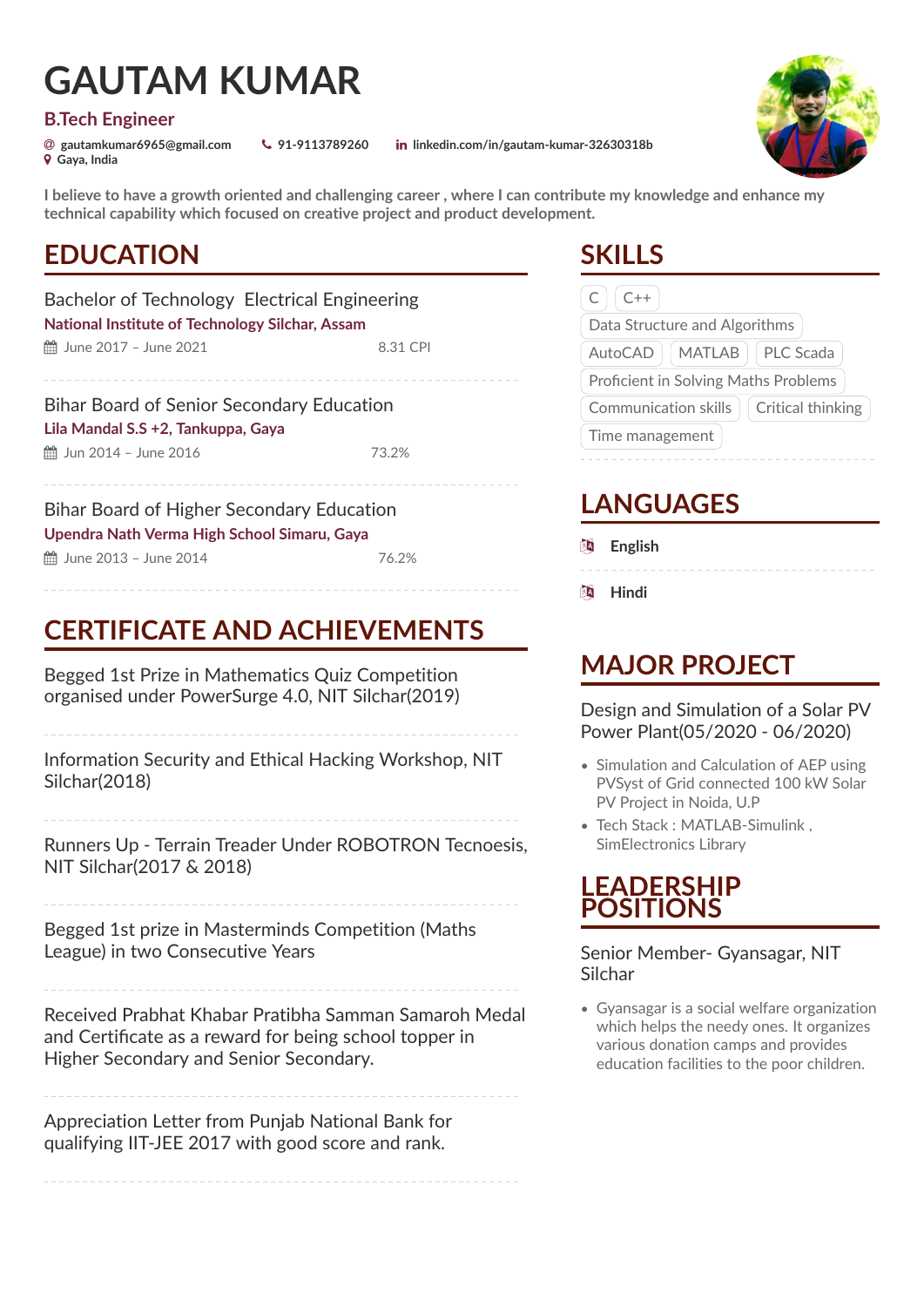# GAUTAM KUMAR

**B.Tech Engineer**

@ gautamkumar6965@gmail.com | 91-9113789260 | linkedin.com/in/gautam-kumar-32630318b
Gaya, India

**I believe to have a growth oriented and challenging career , where I can contribute my knowledge and enhance my technical capability which focused on creative project and product development.**

## EDUCATION

### Bachelor of Technology Electrical Engineering
**National Institute of Technology Silchar, Assam**
June 2017 – June 2021 | 8.31 CPI

### Bihar Board of Senior Secondary Education
**Lila Mandal S.S +2, Tankuppa, Gaya**
Jun 2014 – June 2016 | 73.2%

### Bihar Board of Higher Secondary Education
**Upendra Nath Verma High School Simaru, Gaya**
June 2013 – June 2014 | 76.2%

## CERTIFICATE AND ACHIEVEMENTS

Begged 1st Prize in Mathematics Quiz Competition organised under PowerSurge 4.0, NIT Silchar(2019)

Information Security and Ethical Hacking Workshop, NIT Silchar(2018)

Runners Up - Terrain Treader Under ROBOTRON Tecnoesis, NIT Silchar(2017 & 2018)

Begged 1st prize in Masterminds Competition (Maths League) in two Consecutive Years

Received Prabhat Khabar Pratibha Samman Samaroh Medal and Certificate as a reward for being school topper in Higher Secondary and Senior Secondary.

Appreciation Letter from Punjab National Bank for qualifying IIT-JEE 2017 with good score and rank.

## SKILLS

C | C++ | Data Structure and Algorithms | AutoCAD | MATLAB | PLC Scada | Proficient in Solving Maths Problems | Communication skills | Critical thinking | Time management

## LANGUAGES

**English**

**Hindi**

## MAJOR PROJECT

### Design and Simulation of a Solar PV Power Plant(05/2020 - 06/2020)

- Simulation and Calculation of AEP using PVSyst of Grid connected 100 kW Solar PV Project in Noida, U.P
- Tech Stack : MATLAB-Simulink , SimElectronics Library

## LEADERSHIP POSITIONS

### Senior Member- Gyansagar, NIT Silchar

- Gyansagar is a social welfare organization which helps the needy ones. It organizes various donation camps and provides education facilities to the poor children.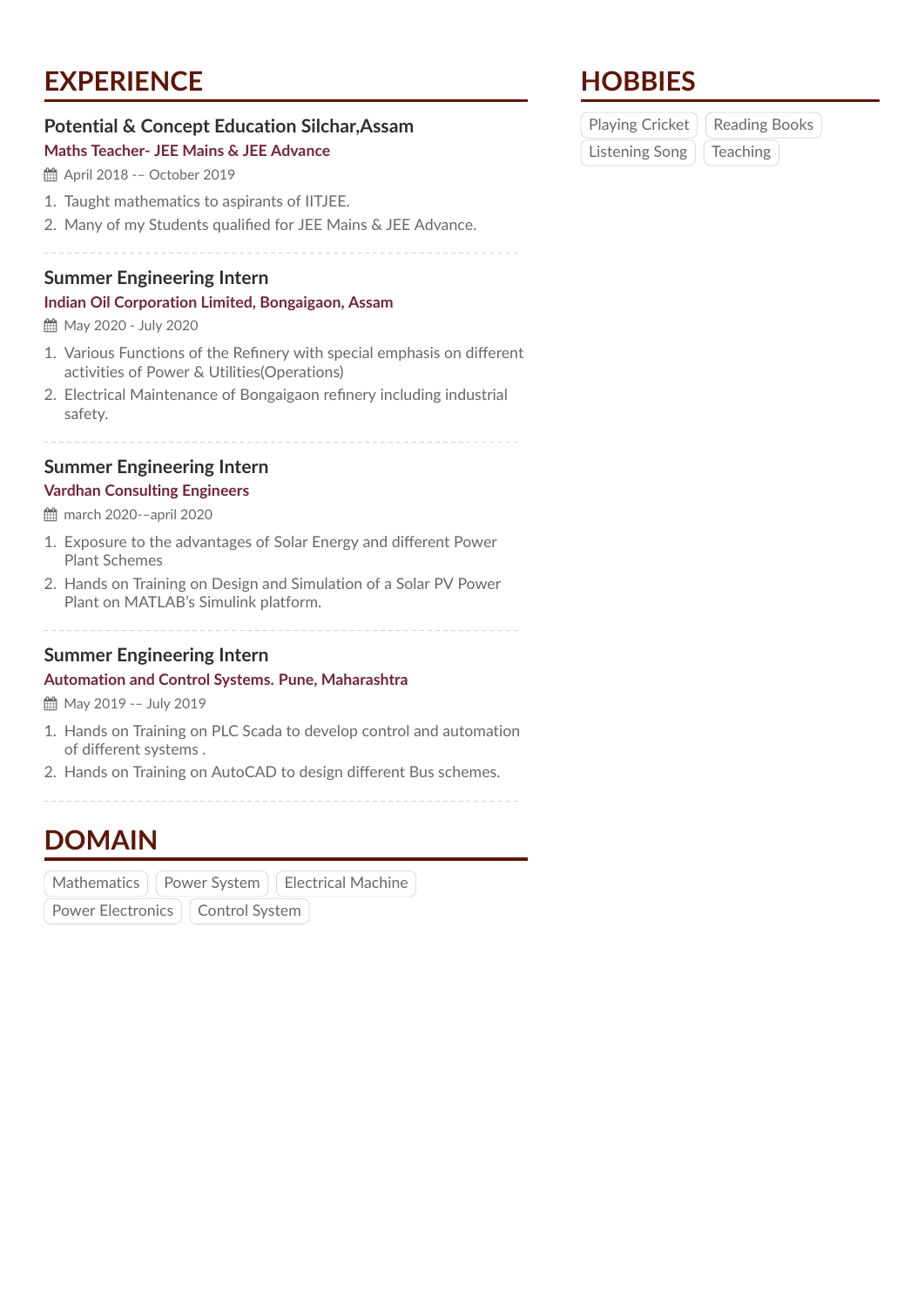## EXPERIENCE

### Potential & Concept Education Silchar,Assam

**Maths Teacher- JEE Mains & JEE Advance**

April 2018 -– October 2019

1. Taught mathematics to aspirants of IITJEE.
2. Many of my Students qualified for JEE Mains & JEE Advance.

---

### Summer Engineering Intern

**Indian Oil Corporation Limited, Bongaigaon, Assam**

May 2020 - July 2020

1. Various Functions of the Refinery with special emphasis on different activities of Power & Utilities(Operations)
2. Electrical Maintenance of Bongaigaon refinery including industrial safety.

---

### Summer Engineering Intern

**Vardhan Consulting Engineers**

march 2020-–april 2020

1. Exposure to the advantages of Solar Energy and different Power Plant Schemes
2. Hands on Training on Design and Simulation of a Solar PV Power Plant on MATLAB's Simulink platform.

---

### Summer Engineering Intern

**Automation and Control Systems. Pune, Maharashtra**

May 2019 -– July 2019

1. Hands on Training on PLC Scada to develop control and automation of different systems .
2. Hands on Training on AutoCAD to design different Bus schemes.

---

## DOMAIN

Mathematics | Power System | Electrical Machine | Power Electronics | Control System

## HOBBIES

Playing Cricket | Reading Books | Listening Song | Teaching